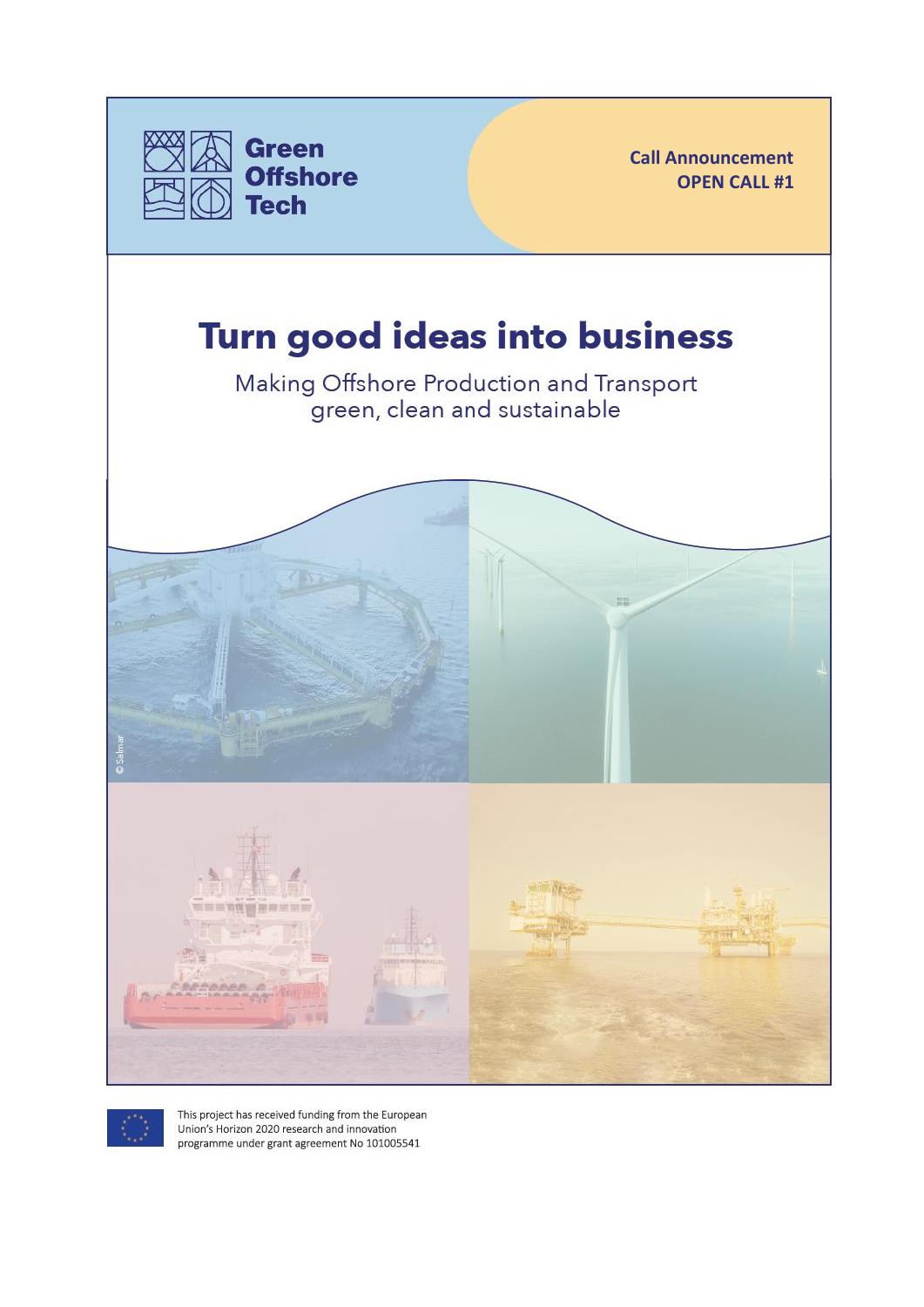Green Offshore Tech

**Call Announcement**
**OPEN CALL #1**

# Turn good ideas into business

Making Offshore Production and Transport green, clean and sustainable

© Salmar

This project has received funding from the European Union's Horizon 2020 research and innovation programme under grant agreement No 101005541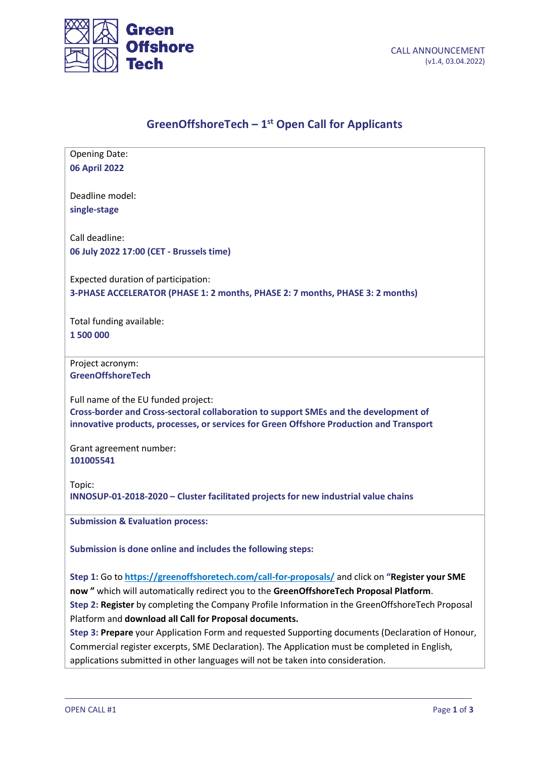CALL ANNOUNCEMENT
(v1.4, 03.04.2022)

# GreenOffshoreTech – 1st Open Call for Applicants

Opening Date:
**06 April 2022**

Deadline model:
**single-stage**

Call deadline:
**06 July 2022 17:00 (CET - Brussels time)**

Expected duration of participation:
**3-PHASE ACCELERATOR (PHASE 1: 2 months, PHASE 2: 7 months, PHASE 3: 2 months)**

Total funding available:
**1 500 000**

Project acronym:
**GreenOffshoreTech**

Full name of the EU funded project:
**Cross-border and Cross-sectoral collaboration to support SMEs and the development of innovative products, processes, or services for Green Offshore Production and Transport**

Grant agreement number:
**101005541**

Topic:
**INNOSUP-01-2018-2020 – Cluster facilitated projects for new industrial value chains**

**Submission & Evaluation process:**

**Submission is done online and includes the following steps:**

**Step 1:** Go to [https://greenoffshoretech.com/call-for-proposals/](https://greenoffshoretech.com/call-for-proposals/) and click on **"Register your SME now "** which will automatically redirect you to the **GreenOffshoreTech Proposal Platform**.
**Step 2: Register** by completing the Company Profile Information in the GreenOffshoreTech Proposal Platform and **download all Call for Proposal documents.**
**Step 3: Prepare** your Application Form and requested Supporting documents (Declaration of Honour, Commercial register excerpts, SME Declaration). The Application must be completed in English, applications submitted in other languages will not be taken into consideration.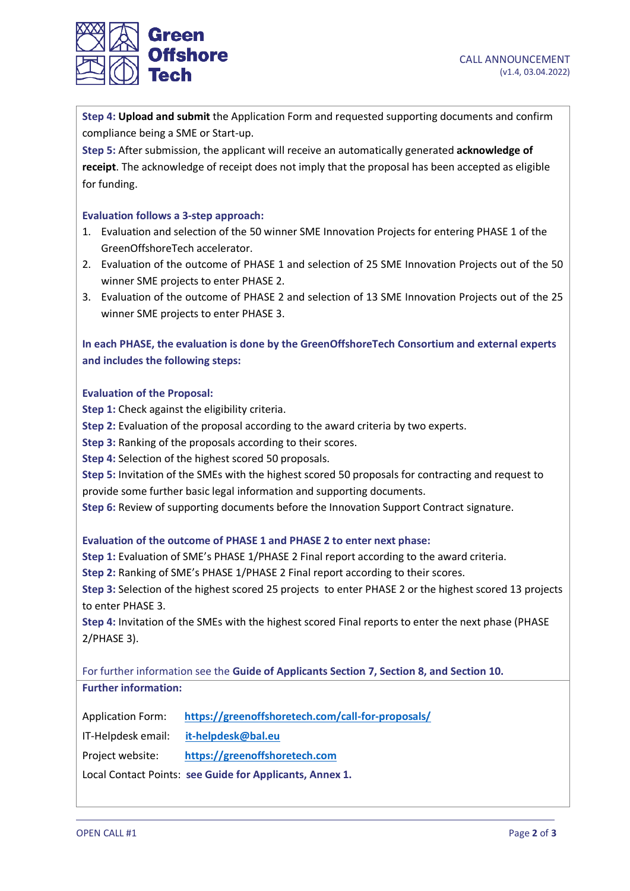**Step 4: Upload and submit** the Application Form and requested supporting documents and confirm compliance being a SME or Start-up.

**Step 5:** After submission, the applicant will receive an automatically generated **acknowledge of receipt**. The acknowledge of receipt does not imply that the proposal has been accepted as eligible for funding.

**Evaluation follows a 3-step approach:**

1. Evaluation and selection of the 50 winner SME Innovation Projects for entering PHASE 1 of the GreenOffshoreTech accelerator.
2. Evaluation of the outcome of PHASE 1 and selection of 25 SME Innovation Projects out of the 50 winner SME projects to enter PHASE 2.
3. Evaluation of the outcome of PHASE 2 and selection of 13 SME Innovation Projects out of the 25 winner SME projects to enter PHASE 3.

**In each PHASE, the evaluation is done by the GreenOffshoreTech Consortium and external experts and includes the following steps:**

**Evaluation of the Proposal:**

**Step 1:** Check against the eligibility criteria.
**Step 2:** Evaluation of the proposal according to the award criteria by two experts.
**Step 3:** Ranking of the proposals according to their scores.
**Step 4:** Selection of the highest scored 50 proposals.
**Step 5:** Invitation of the SMEs with the highest scored 50 proposals for contracting and request to provide some further basic legal information and supporting documents.
**Step 6:** Review of supporting documents before the Innovation Support Contract signature.

**Evaluation of the outcome of PHASE 1 and PHASE 2 to enter next phase:**

**Step 1:** Evaluation of SME's PHASE 1/PHASE 2 Final report according to the award criteria.
**Step 2:** Ranking of SME's PHASE 1/PHASE 2 Final report according to their scores.
**Step 3:** Selection of the highest scored 25 projects to enter PHASE 2 or the highest scored 13 projects to enter PHASE 3.
**Step 4:** Invitation of the SMEs with the highest scored Final reports to enter the next phase (PHASE 2/PHASE 3).

For further information see the **Guide of Applicants Section 7, Section 8, and Section 10.**

**Further information:**

Application Form: https://greenoffshoretech.com/call-for-proposals/

IT-Helpdesk email: it-helpdesk@bal.eu

Project website: https://greenoffshoretech.com

Local Contact Points: **see Guide for Applicants, Annex 1.**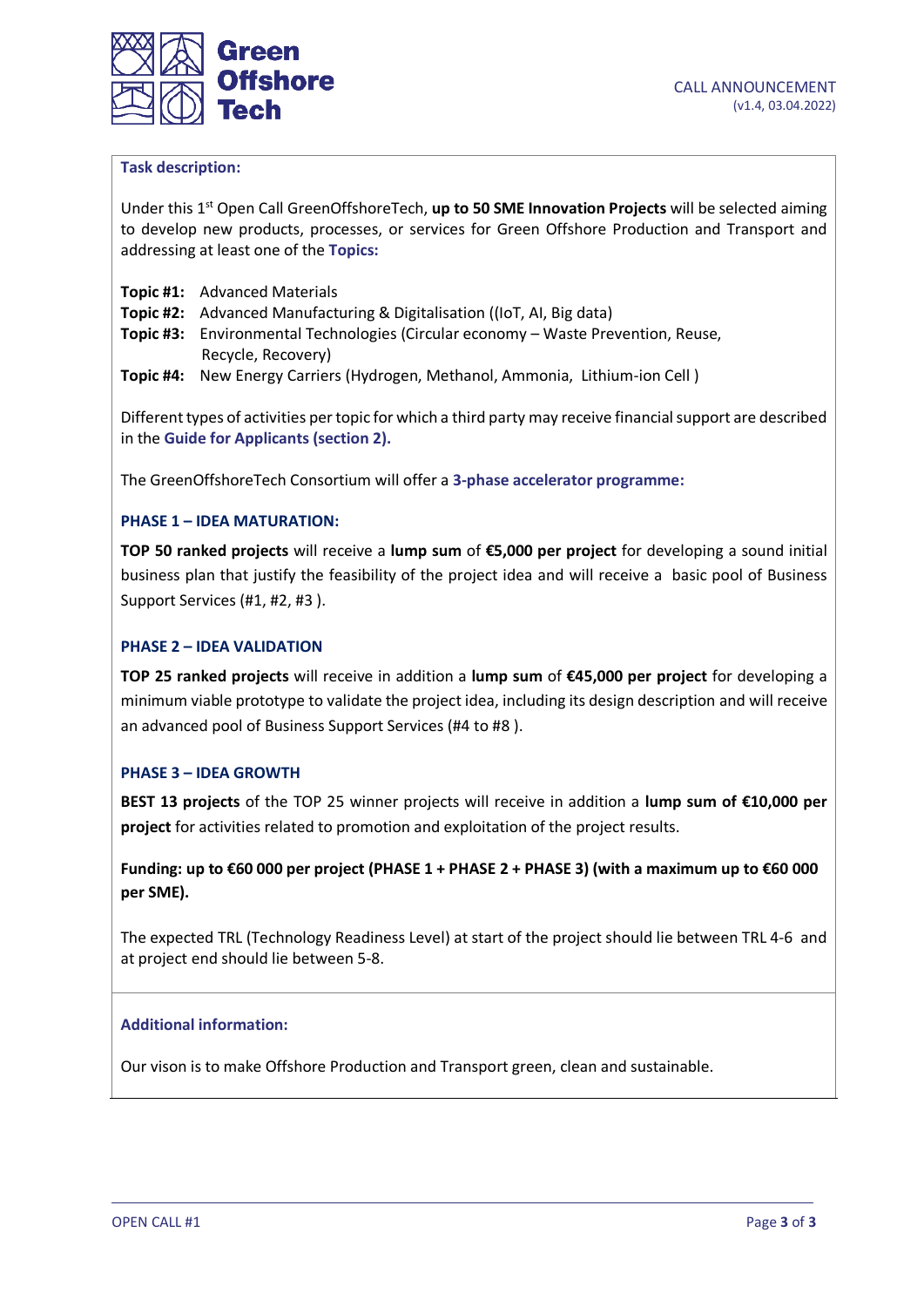**Task description:**

Under this 1st Open Call GreenOffshoreTech, **up to 50 SME Innovation Projects** will be selected aiming to develop new products, processes, or services for Green Offshore Production and Transport and addressing at least one of the **Topics:**

**Topic #1:** Advanced Materials
**Topic #2:** Advanced Manufacturing & Digitalisation ((IoT, AI, Big data)
**Topic #3:** Environmental Technologies (Circular economy – Waste Prevention, Reuse, Recycle, Recovery)
**Topic #4:** New Energy Carriers (Hydrogen, Methanol, Ammonia, Lithium-ion Cell )

Different types of activities per topic for which a third party may receive financial support are described in the **Guide for Applicants (section 2).**

The GreenOffshoreTech Consortium will offer a **3-phase accelerator programme:**

**PHASE 1 – IDEA MATURATION:**

**TOP 50 ranked projects** will receive a **lump sum** of **€5,000 per project** for developing a sound initial business plan that justify the feasibility of the project idea and will receive a basic pool of Business Support Services (#1, #2, #3 ).

**PHASE 2 – IDEA VALIDATION**

**TOP 25 ranked projects** will receive in addition a **lump sum** of **€45,000 per project** for developing a minimum viable prototype to validate the project idea, including its design description and will receive an advanced pool of Business Support Services (#4 to #8 ).

**PHASE 3 – IDEA GROWTH**

**BEST 13 projects** of the TOP 25 winner projects will receive in addition a **lump sum of €10,000 per project** for activities related to promotion and exploitation of the project results.

**Funding: up to €60 000 per project (PHASE 1 + PHASE 2 + PHASE 3) (with a maximum up to €60 000 per SME).**

The expected TRL (Technology Readiness Level) at start of the project should lie between TRL 4-6 and at project end should lie between 5-8.

**Additional information:**

Our vison is to make Offshore Production and Transport green, clean and sustainable.